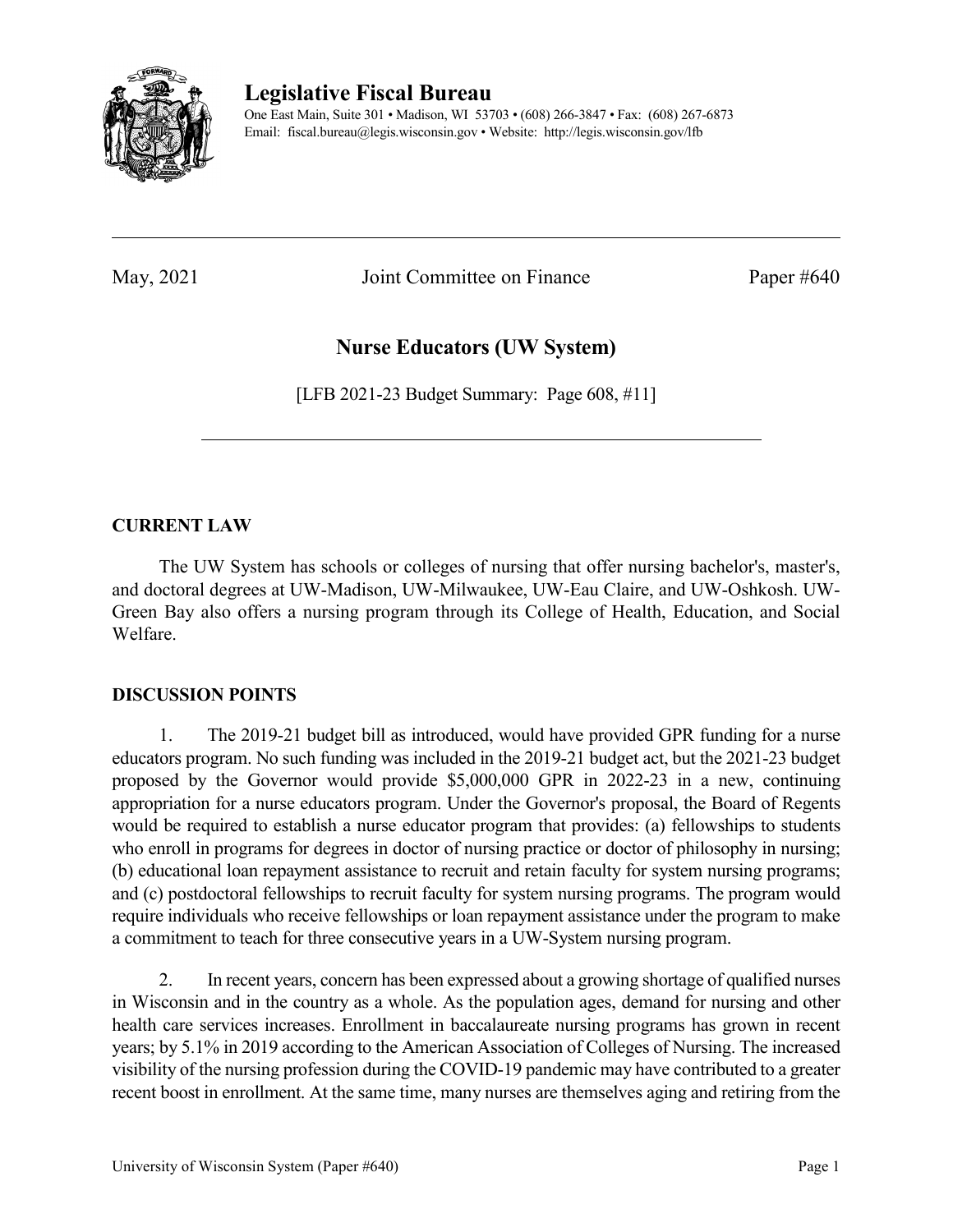# Legislative Fiscal Bureau

One East Main, Suite 301 • Madison, WI 53703 • (608) 266-3847 • Fax: (608) 267-6873
Email: fiscal.bureau@legis.wisconsin.gov • Website: http://legis.wisconsin.gov/lfb

---

May, 2021 Joint Committee on Finance Paper #640

## Nurse Educators (UW System)

[LFB 2021-23 Budget Summary: Page 608, #11]

---

### CURRENT LAW

The UW System has schools or colleges of nursing that offer nursing bachelor's, master's, and doctoral degrees at UW-Madison, UW-Milwaukee, UW-Eau Claire, and UW-Oshkosh. UW-Green Bay also offers a nursing program through its College of Health, Education, and Social Welfare.

### DISCUSSION POINTS

1. The 2019-21 budget bill as introduced, would have provided GPR funding for a nurse educators program. No such funding was included in the 2019-21 budget act, but the 2021-23 budget proposed by the Governor would provide $5,000,000 GPR in 2022-23 in a new, continuing appropriation for a nurse educators program. Under the Governor's proposal, the Board of Regents would be required to establish a nurse educator program that provides: (a) fellowships to students who enroll in programs for degrees in doctor of nursing practice or doctor of philosophy in nursing; (b) educational loan repayment assistance to recruit and retain faculty for system nursing programs; and (c) postdoctoral fellowships to recruit faculty for system nursing programs. The program would require individuals who receive fellowships or loan repayment assistance under the program to make a commitment to teach for three consecutive years in a UW-System nursing program.

2. In recent years, concern has been expressed about a growing shortage of qualified nurses in Wisconsin and in the country as a whole. As the population ages, demand for nursing and other health care services increases. Enrollment in baccalaureate nursing programs has grown in recent years; by 5.1% in 2019 according to the American Association of Colleges of Nursing. The increased visibility of the nursing profession during the COVID-19 pandemic may have contributed to a greater recent boost in enrollment. At the same time, many nurses are themselves aging and retiring from the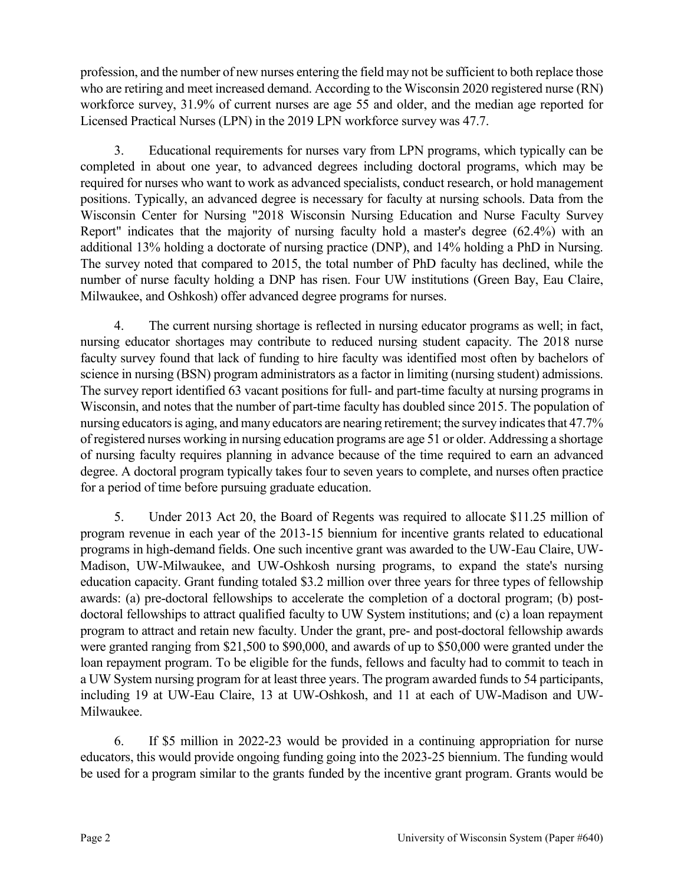profession, and the number of new nurses entering the field may not be sufficient to both replace those who are retiring and meet increased demand. According to the Wisconsin 2020 registered nurse (RN) workforce survey, 31.9% of current nurses are age 55 and older, and the median age reported for Licensed Practical Nurses (LPN) in the 2019 LPN workforce survey was 47.7.

3. Educational requirements for nurses vary from LPN programs, which typically can be completed in about one year, to advanced degrees including doctoral programs, which may be required for nurses who want to work as advanced specialists, conduct research, or hold management positions. Typically, an advanced degree is necessary for faculty at nursing schools. Data from the Wisconsin Center for Nursing "2018 Wisconsin Nursing Education and Nurse Faculty Survey Report" indicates that the majority of nursing faculty hold a master's degree (62.4%) with an additional 13% holding a doctorate of nursing practice (DNP), and 14% holding a PhD in Nursing. The survey noted that compared to 2015, the total number of PhD faculty has declined, while the number of nurse faculty holding a DNP has risen. Four UW institutions (Green Bay, Eau Claire, Milwaukee, and Oshkosh) offer advanced degree programs for nurses.

4. The current nursing shortage is reflected in nursing educator programs as well; in fact, nursing educator shortages may contribute to reduced nursing student capacity. The 2018 nurse faculty survey found that lack of funding to hire faculty was identified most often by bachelors of science in nursing (BSN) program administrators as a factor in limiting (nursing student) admissions. The survey report identified 63 vacant positions for full- and part-time faculty at nursing programs in Wisconsin, and notes that the number of part-time faculty has doubled since 2015. The population of nursing educators is aging, and many educators are nearing retirement; the survey indicates that 47.7% of registered nurses working in nursing education programs are age 51 or older. Addressing a shortage of nursing faculty requires planning in advance because of the time required to earn an advanced degree. A doctoral program typically takes four to seven years to complete, and nurses often practice for a period of time before pursuing graduate education.

5. Under 2013 Act 20, the Board of Regents was required to allocate $11.25 million of program revenue in each year of the 2013-15 biennium for incentive grants related to educational programs in high-demand fields. One such incentive grant was awarded to the UW-Eau Claire, UW-Madison, UW-Milwaukee, and UW-Oshkosh nursing programs, to expand the state's nursing education capacity. Grant funding totaled $3.2 million over three years for three types of fellowship awards: (a) pre-doctoral fellowships to accelerate the completion of a doctoral program; (b) post-doctoral fellowships to attract qualified faculty to UW System institutions; and (c) a loan repayment program to attract and retain new faculty. Under the grant, pre- and post-doctoral fellowship awards were granted ranging from $21,500 to $90,000, and awards of up to $50,000 were granted under the loan repayment program. To be eligible for the funds, fellows and faculty had to commit to teach in a UW System nursing program for at least three years. The program awarded funds to 54 participants, including 19 at UW-Eau Claire, 13 at UW-Oshkosh, and 11 at each of UW-Madison and UW-Milwaukee.

6. If $5 million in 2022-23 would be provided in a continuing appropriation for nurse educators, this would provide ongoing funding going into the 2023-25 biennium. The funding would be used for a program similar to the grants funded by the incentive grant program. Grants would be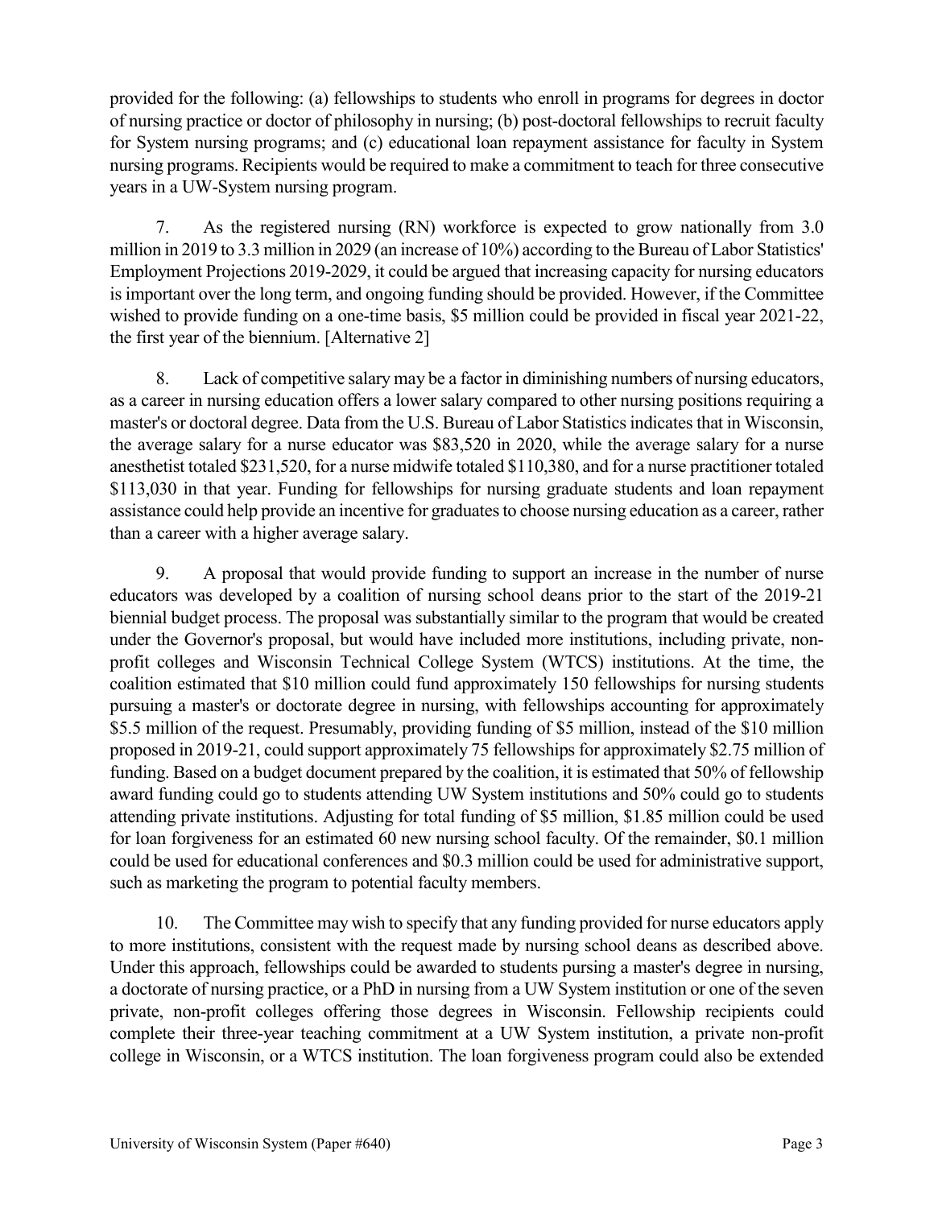provided for the following: (a) fellowships to students who enroll in programs for degrees in doctor of nursing practice or doctor of philosophy in nursing; (b) post-doctoral fellowships to recruit faculty for System nursing programs; and (c) educational loan repayment assistance for faculty in System nursing programs. Recipients would be required to make a commitment to teach for three consecutive years in a UW-System nursing program.

7. As the registered nursing (RN) workforce is expected to grow nationally from 3.0 million in 2019 to 3.3 million in 2029 (an increase of 10%) according to the Bureau of Labor Statistics' Employment Projections 2019-2029, it could be argued that increasing capacity for nursing educators is important over the long term, and ongoing funding should be provided. However, if the Committee wished to provide funding on a one-time basis, $5 million could be provided in fiscal year 2021-22, the first year of the biennium. [Alternative 2]

8. Lack of competitive salary may be a factor in diminishing numbers of nursing educators, as a career in nursing education offers a lower salary compared to other nursing positions requiring a master's or doctoral degree. Data from the U.S. Bureau of Labor Statistics indicates that in Wisconsin, the average salary for a nurse educator was $83,520 in 2020, while the average salary for a nurse anesthetist totaled $231,520, for a nurse midwife totaled $110,380, and for a nurse practitioner totaled $113,030 in that year. Funding for fellowships for nursing graduate students and loan repayment assistance could help provide an incentive for graduates to choose nursing education as a career, rather than a career with a higher average salary.

9. A proposal that would provide funding to support an increase in the number of nurse educators was developed by a coalition of nursing school deans prior to the start of the 2019-21 biennial budget process. The proposal was substantially similar to the program that would be created under the Governor's proposal, but would have included more institutions, including private, non-profit colleges and Wisconsin Technical College System (WTCS) institutions. At the time, the coalition estimated that $10 million could fund approximately 150 fellowships for nursing students pursuing a master's or doctorate degree in nursing, with fellowships accounting for approximately $5.5 million of the request. Presumably, providing funding of $5 million, instead of the $10 million proposed in 2019-21, could support approximately 75 fellowships for approximately $2.75 million of funding. Based on a budget document prepared by the coalition, it is estimated that 50% of fellowship award funding could go to students attending UW System institutions and 50% could go to students attending private institutions. Adjusting for total funding of $5 million, $1.85 million could be used for loan forgiveness for an estimated 60 new nursing school faculty. Of the remainder, $0.1 million could be used for educational conferences and $0.3 million could be used for administrative support, such as marketing the program to potential faculty members.

10. The Committee may wish to specify that any funding provided for nurse educators apply to more institutions, consistent with the request made by nursing school deans as described above. Under this approach, fellowships could be awarded to students pursing a master's degree in nursing, a doctorate of nursing practice, or a PhD in nursing from a UW System institution or one of the seven private, non-profit colleges offering those degrees in Wisconsin. Fellowship recipients could complete their three-year teaching commitment at a UW System institution, a private non-profit college in Wisconsin, or a WTCS institution. The loan forgiveness program could also be extended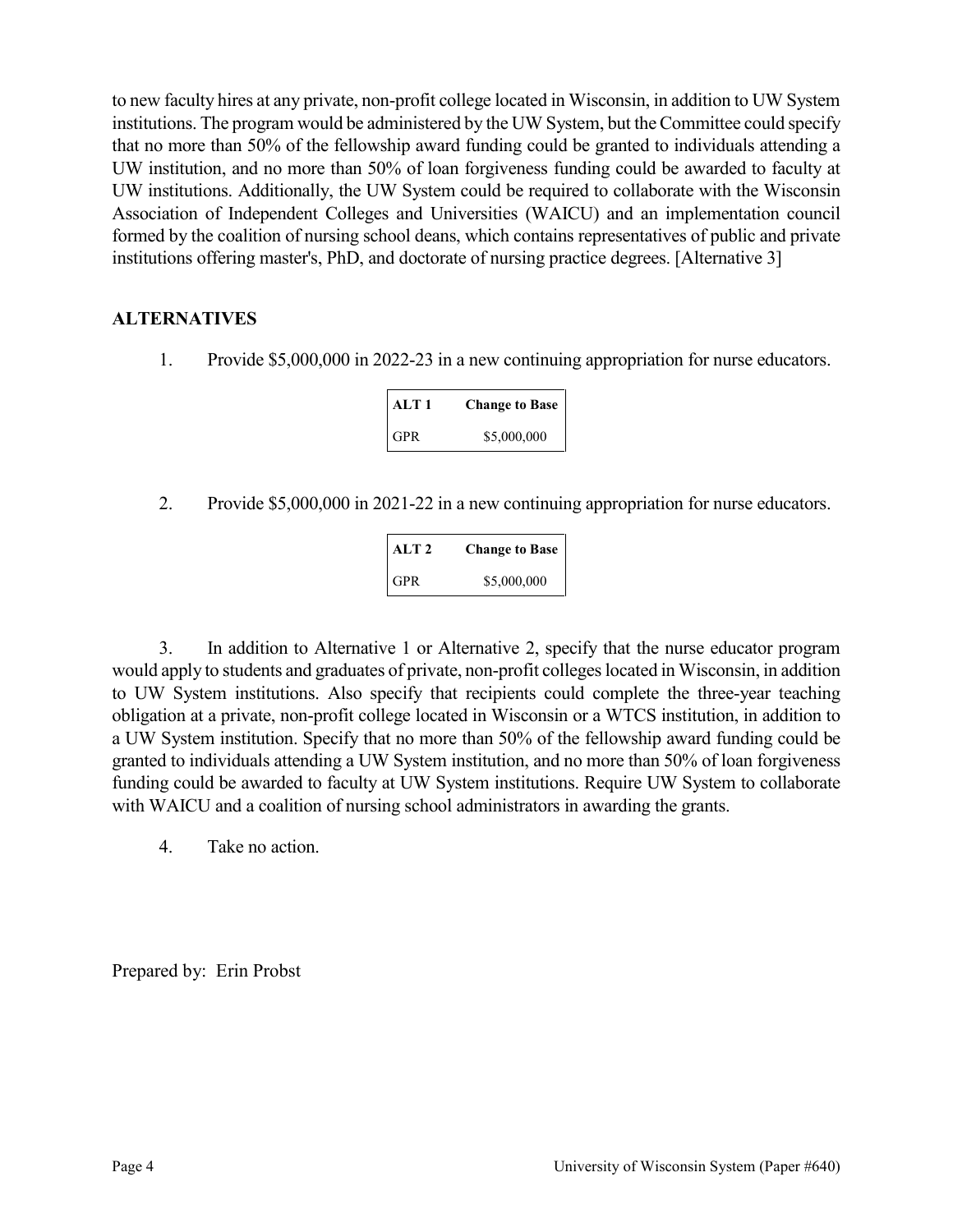to new faculty hires at any private, non-profit college located in Wisconsin, in addition to UW System institutions. The program would be administered by the UW System, but the Committee could specify that no more than 50% of the fellowship award funding could be granted to individuals attending a UW institution, and no more than 50% of loan forgiveness funding could be awarded to faculty at UW institutions. Additionally, the UW System could be required to collaborate with the Wisconsin Association of Independent Colleges and Universities (WAICU) and an implementation council formed by the coalition of nursing school deans, which contains representatives of public and private institutions offering master's, PhD, and doctorate of nursing practice degrees. [Alternative 3]

## ALTERNATIVES

1. Provide $5,000,000 in 2022-23 in a new continuing appropriation for nurse educators.

| ALT 1 | Change to Base |
|---|---|
| GPR | $5,000,000 |

2. Provide $5,000,000 in 2021-22 in a new continuing appropriation for nurse educators.

| ALT 2 | Change to Base |
|---|---|
| GPR | $5,000,000 |

3. In addition to Alternative 1 or Alternative 2, specify that the nurse educator program would apply to students and graduates of private, non-profit colleges located in Wisconsin, in addition to UW System institutions. Also specify that recipients could complete the three-year teaching obligation at a private, non-profit college located in Wisconsin or a WTCS institution, in addition to a UW System institution. Specify that no more than 50% of the fellowship award funding could be granted to individuals attending a UW System institution, and no more than 50% of loan forgiveness funding could be awarded to faculty at UW System institutions. Require UW System to collaborate with WAICU and a coalition of nursing school administrators in awarding the grants.

4. Take no action.

Prepared by: Erin Probst